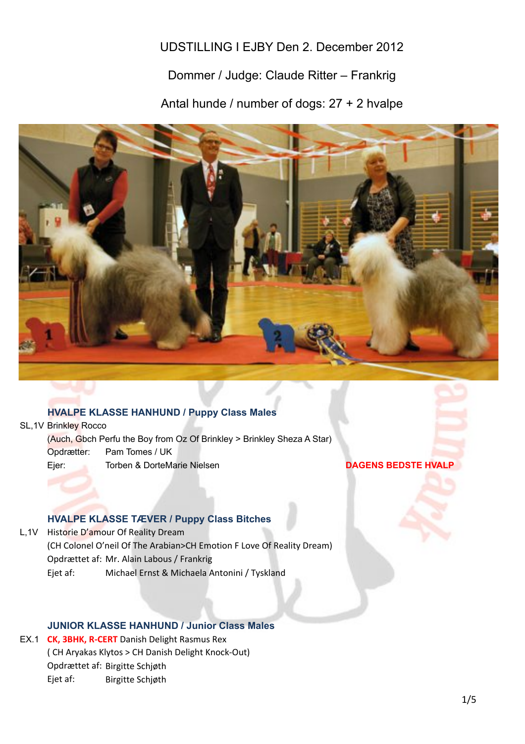UDSTILLING I EJBY Den 2. December 2012

Dommer / Judge: Claude Ritter – Frankrig

Antal hunde / number of dogs: 27 + 2 hvalpe

### HVALPE KLASSE HANHUND / Puppy Class Males

SL,1V Brinkley Rocco
(Auch, Gbch Perfu the Boy from Oz Of Brinkley > Brinkley Sheza A Star)
Opdrætter: Pam Tomes / UK
Ejer: Torben & DorteMarie Nielsen

**DAGENS BEDSTE HVALP**

### HVALPE KLASSE TÆVER / Puppy Class Bitches

L,1V Historie D'amour Of Reality Dream
(CH Colonel O'neil Of The Arabian>CH Emotion F Love Of Reality Dream)
Opdrættet af: Mr. Alain Labous / Frankrig
Ejet af: Michael Ernst & Michaela Antonini / Tyskland

### JUNIOR KLASSE HANHUND / Junior Class Males

EX.1 **CK, 3BHK, R-CERT** Danish Delight Rasmus Rex
( CH Aryakas Klytos > CH Danish Delight Knock-Out)
Opdrættet af: Birgitte Schjøth
Ejet af: Birgitte Schjøth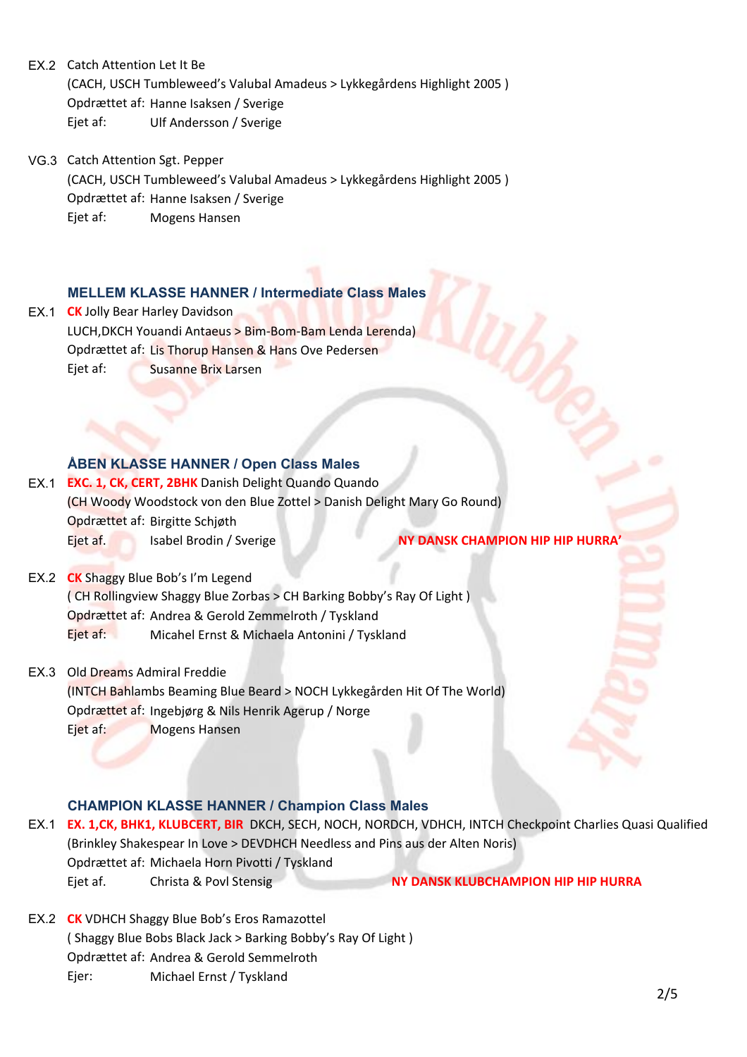EX.2 Catch Attention Let It Be
(CACH, USCH Tumbleweed's Valubal Amadeus > Lykkegårdens Highlight 2005 )
Opdrættet af: Hanne Isaksen / Sverige
Ejet af: Ulf Andersson / Sverige

VG.3 Catch Attention Sgt. Pepper
(CACH, USCH Tumbleweed's Valubal Amadeus > Lykkegårdens Highlight 2005 )
Opdrættet af: Hanne Isaksen / Sverige
Ejet af: Mogens Hansen

### MELLEM KLASSE HANNER / Intermediate Class Males

EX.1 **CK** Jolly Bear Harley Davidson
LUCH,DKCH Youandi Antaeus > Bim-Bom-Bam Lenda Lerenda)
Opdrættet af: Lis Thorup Hansen & Hans Ove Pedersen
Ejet af: Susanne Brix Larsen

### ÅBEN KLASSE HANNER / Open Class Males

EX.1 **EXC. 1, CK, CERT, 2BHK** Danish Delight Quando Quando
(CH Woody Woodstock von den Blue Zottel > Danish Delight Mary Go Round)
Opdrættet af: Birgitte Schjøth
Ejet af. Isabel Brodin / Sverige **NY DANSK CHAMPION HIP HIP HURRA'**

EX.2 **CK** Shaggy Blue Bob's I'm Legend
( CH Rollingview Shaggy Blue Zorbas > CH Barking Bobby's Ray Of Light )
Opdrættet af: Andrea & Gerold Zemmelroth / Tyskland
Ejet af: Micahel Ernst & Michaela Antonini / Tyskland

EX.3 Old Dreams Admiral Freddie
(INTCH Bahlambs Beaming Blue Beard > NOCH Lykkegården Hit Of The World)
Opdrættet af: Ingebjørg & Nils Henrik Agerup / Norge
Ejet af: Mogens Hansen

### CHAMPION KLASSE HANNER / Champion Class Males

EX.1 **EX. 1,CK, BHK1, KLUBCERT, BIR** DKCH, SECH, NOCH, NORDCH, VDHCH, INTCH Checkpoint Charlies Quasi Qualified
(Brinkley Shakespear In Love > DEVDHCH Needless and Pins aus der Alten Noris)
Opdrættet af: Michaela Horn Pivotti / Tyskland
Ejet af. Christa & Povl Stensig **NY DANSK KLUBCHAMPION HIP HIP HURRA**

EX.2 **CK** VDHCH Shaggy Blue Bob's Eros Ramazottel
( Shaggy Blue Bobs Black Jack > Barking Bobby's Ray Of Light )
Opdrættet af: Andrea & Gerold Semmelroth
Ejer: Michael Ernst / Tyskland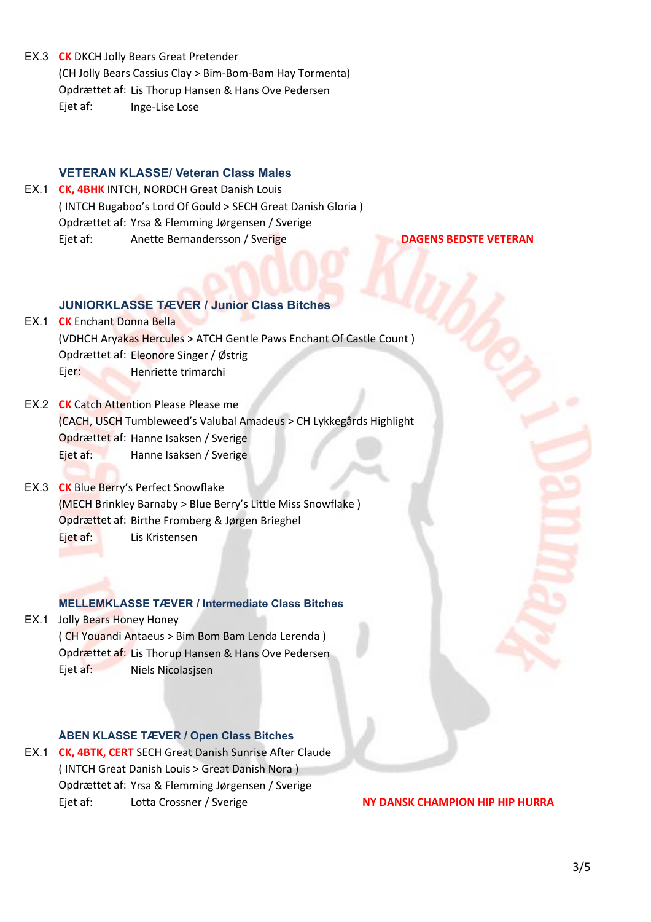EX.3 **CK** DKCH Jolly Bears Great Pretender
(CH Jolly Bears Cassius Clay > Bim-Bom-Bam Hay Tormenta)
Opdrættet af: Lis Thorup Hansen & Hans Ove Pedersen
Ejet af: Inge-Lise Lose

### VETERAN KLASSE/ Veteran Class Males

EX.1 **CK, 4BHK** INTCH, NORDCH Great Danish Louis
( INTCH Bugaboo's Lord Of Gould > SECH Great Danish Gloria )
Opdrættet af: Yrsa & Flemming Jørgensen / Sverige
Ejet af: Anette Bernandersson / Sverige

**DAGENS BEDSTE VETERAN**

### JUNIORKLASSE TÆVER / Junior Class Bitches

EX.1 **CK** Enchant Donna Bella
(VDHCH Aryakas Hercules > ATCH Gentle Paws Enchant Of Castle Count )
Opdrættet af: Eleonore Singer / Østrig
Ejer: Henriette trimarchi

EX.2 **CK** Catch Attention Please Please me
(CACH, USCH Tumbleweed's Valubal Amadeus > CH Lykkegårds Highlight
Opdrættet af: Hanne Isaksen / Sverige
Ejet af: Hanne Isaksen / Sverige

EX.3 **CK** Blue Berry's Perfect Snowflake
(MECH Brinkley Barnaby > Blue Berry's Little Miss Snowflake )
Opdrættet af: Birthe Fromberg & Jørgen Brieghel
Ejet af: Lis Kristensen

### MELLEMKLASSE TÆVER / Intermediate Class Bitches

EX.1 Jolly Bears Honey Honey
( CH Youandi Antaeus > Bim Bom Bam Lenda Lerenda )
Opdrættet af: Lis Thorup Hansen & Hans Ove Pedersen
Ejet af: Niels Nicolasjsen

### ÅBEN KLASSE TÆVER / Open Class Bitches

EX.1 **CK, 4BTK, CERT** SECH Great Danish Sunrise After Claude
( INTCH Great Danish Louis > Great Danish Nora )
Opdrættet af: Yrsa & Flemming Jørgensen / Sverige
Ejet af: Lotta Crossner / Sverige

**NY DANSK CHAMPION HIP HIP HURRA**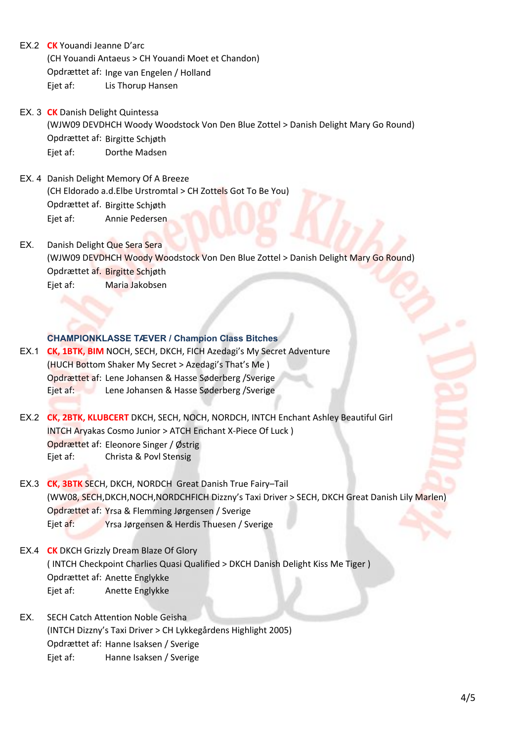EX.2 **CK** Youandi Jeanne D'arc
(CH Youandi Antaeus > CH Youandi Moet et Chandon)
Opdrættet af: Inge van Engelen / Holland
Ejet af: Lis Thorup Hansen

EX. 3 **CK** Danish Delight Quintessa
(WJW09 DEVDHCH Woody Woodstock Von Den Blue Zottel > Danish Delight Mary Go Round)
Opdrættet af: Birgitte Schjøth
Ejet af: Dorthe Madsen

EX. 4 Danish Delight Memory Of A Breeze
(CH Eldorado a.d.Elbe Urstromtal > CH Zottels Got To Be You)
Opdrættet af. Birgitte Schjøth
Ejet af: Annie Pedersen

EX. Danish Delight Que Sera Sera
(WJW09 DEVDHCH Woody Woodstock Von Den Blue Zottel > Danish Delight Mary Go Round)
Opdrættet af. Birgitte Schjøth
Ejet af: Maria Jakobsen

### CHAMPIONKLASSE TÆVER / Champion Class Bitches

EX.1 **CK, 1BTK, BIM** NOCH, SECH, DKCH, FICH Azedagi's My Secret Adventure
(HUCH Bottom Shaker My Secret > Azedagi's That's Me )
Opdrættet af: Lene Johansen & Hasse Søderberg /Sverige
Ejet af: Lene Johansen & Hasse Søderberg /Sverige

EX.2 **CK, 2BTK, KLUBCERT** DKCH, SECH, NOCH, NORDCH, INTCH Enchant Ashley Beautiful Girl
INTCH Aryakas Cosmo Junior > ATCH Enchant X-Piece Of Luck )
Opdrættet af: Eleonore Singer / Østrig
Ejet af: Christa & Povl Stensig

EX.3 **CK, 3BTK** SECH, DKCH, NORDCH Great Danish True Fairy–Tail
(WW08, SECH,DKCH,NOCH,NORDCHFICH Dizzny's Taxi Driver > SECH, DKCH Great Danish Lily Marlen)
Opdrættet af: Yrsa & Flemming Jørgensen / Sverige
Ejet af: Yrsa Jørgensen & Herdis Thuesen / Sverige

EX.4 **CK** DKCH Grizzly Dream Blaze Of Glory
( INTCH Checkpoint Charlies Quasi Qualified > DKCH Danish Delight Kiss Me Tiger )
Opdrættet af: Anette Englykke
Ejet af: Anette Englykke

EX. SECH Catch Attention Noble Geisha
(INTCH Dizzy's Taxi Driver > CH Lykkegårdens Highlight 2005)
Opdrættet af: Hanne Isaksen / Sverige
Ejet af: Hanne Isaksen / Sverige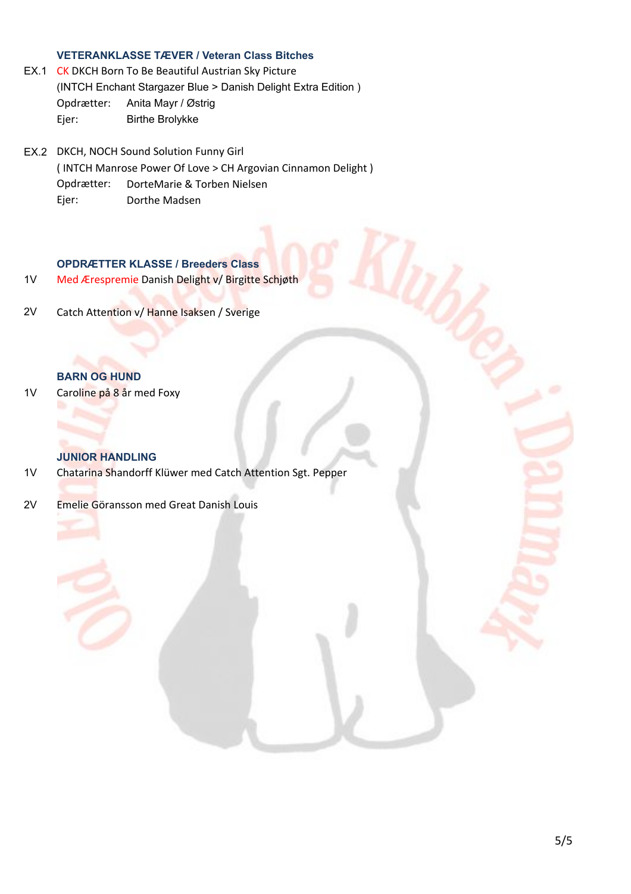### VETERANKLASSE TÆVER / Veteran Class Bitches

EX.1 CK DKCH Born To Be Beautiful Austrian Sky Picture
(INTCH Enchant Stargazer Blue > Danish Delight Extra Edition )
Opdrætter: Anita Mayr / Østrig
Ejer: Birthe Brolykke

EX.2 DKCH, NOCH Sound Solution Funny Girl
( INTCH Manrose Power Of Love > CH Argovian Cinnamon Delight )
Opdrætter: DorteMarie & Torben Nielsen
Ejer: Dorthe Madsen

### OPDRÆTTER KLASSE / Breeders Class

1V Med Ærespremie Danish Delight v/ Birgitte Schjøth

2V Catch Attention v/ Hanne Isaksen / Sverige

### BARN OG HUND

1V Caroline på 8 år med Foxy

### JUNIOR HANDLING

1V Chatarina Shandorff Klüwer med Catch Attention Sgt. Pepper

2V Emelie Göransson med Great Danish Louis